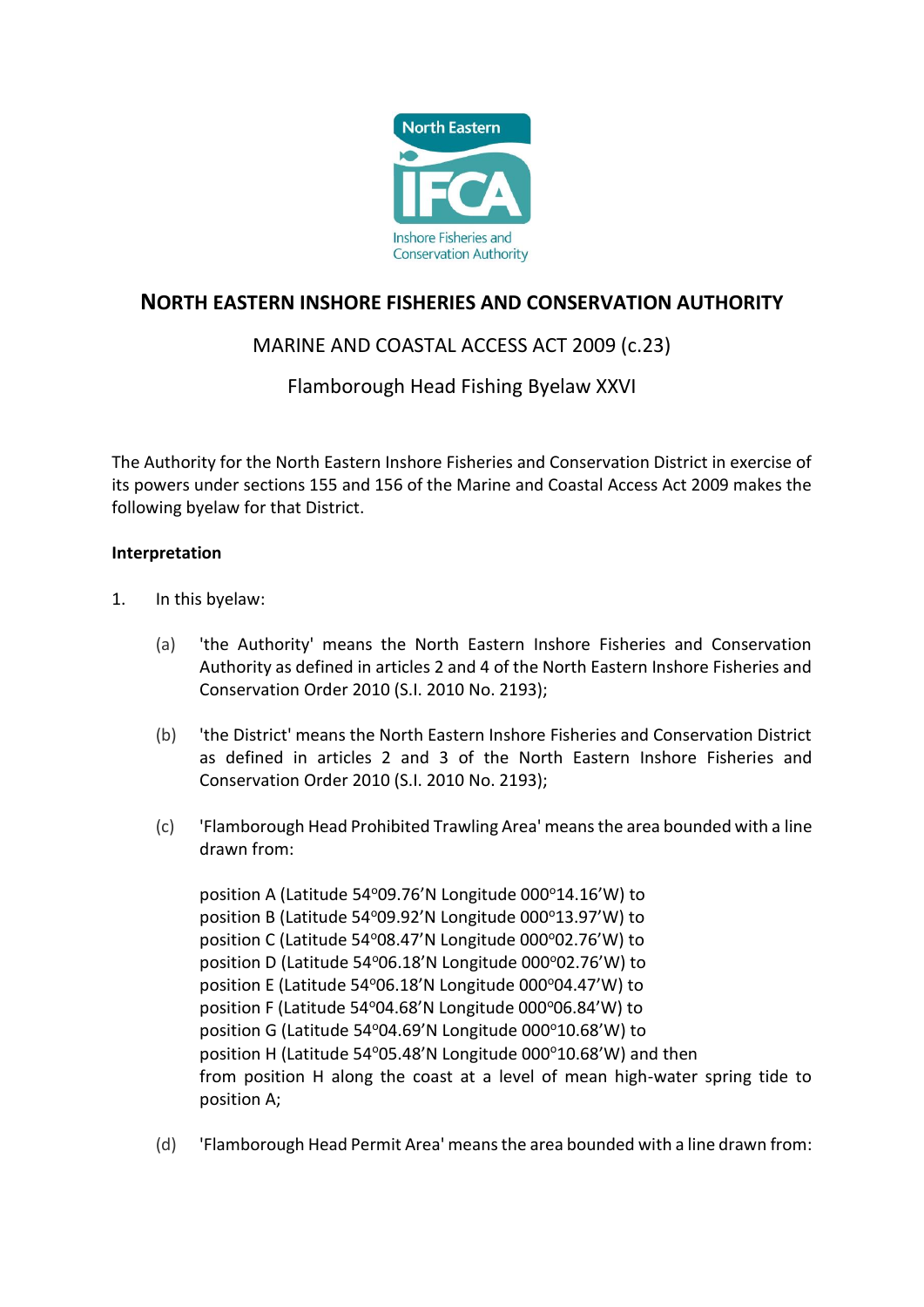# NORTH EASTERN INSHORE FISHERIES AND CONSERVATION AUTHORITY

## MARINE AND COASTAL ACCESS ACT 2009 (c.23)

## Flamborough Head Fishing Byelaw XXVI

The Authority for the North Eastern Inshore Fisheries and Conservation District in exercise of its powers under sections 155 and 156 of the Marine and Coastal Access Act 2009 makes the following byelaw for that District.

**Interpretation**

1. In this byelaw:

   (a) 'the Authority' means the North Eastern Inshore Fisheries and Conservation Authority as defined in articles 2 and 4 of the North Eastern Inshore Fisheries and Conservation Order 2010 (S.I. 2010 No. 2193);

   (b) 'the District' means the North Eastern Inshore Fisheries and Conservation District as defined in articles 2 and 3 of the North Eastern Inshore Fisheries and Conservation Order 2010 (S.I. 2010 No. 2193);

   (c) 'Flamborough Head Prohibited Trawling Area' means the area bounded with a line drawn from:

   position A (Latitude 54°09.76'N Longitude 000°14.16'W) to
   position B (Latitude 54°09.92'N Longitude 000°13.97'W) to
   position C (Latitude 54°08.47'N Longitude 000°02.76'W) to
   position D (Latitude 54°06.18'N Longitude 000°02.76'W) to
   position E (Latitude 54°06.18'N Longitude 000°04.47'W) to
   position F (Latitude 54°04.68'N Longitude 000°06.84'W) to
   position G (Latitude 54°04.69'N Longitude 000°10.68'W) to
   position H (Latitude 54°05.48'N Longitude 000°10.68'W) and then
   from position H along the coast at a level of mean high-water spring tide to position A;

   (d) 'Flamborough Head Permit Area' means the area bounded with a line drawn from: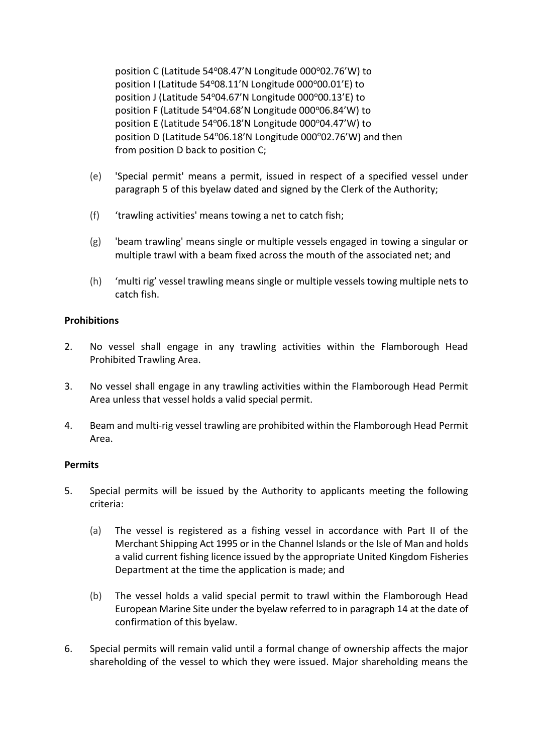position C (Latitude 54°08.47'N Longitude 000°02.76'W) to
position I (Latitude 54°08.11'N Longitude 000°00.01'E) to
position J (Latitude 54°04.67'N Longitude 000°00.13'E) to
position F (Latitude 54°04.68'N Longitude 000°06.84'W) to
position E (Latitude 54°06.18'N Longitude 000°04.47'W) to
position D (Latitude 54°06.18'N Longitude 000°02.76'W) and then
from position D back to position C;

(e) 'Special permit' means a permit, issued in respect of a specified vessel under paragraph 5 of this byelaw dated and signed by the Clerk of the Authority;

(f) 'trawling activities' means towing a net to catch fish;

(g) 'beam trawling' means single or multiple vessels engaged in towing a singular or multiple trawl with a beam fixed across the mouth of the associated net; and

(h) 'multi rig' vessel trawling means single or multiple vessels towing multiple nets to catch fish.

**Prohibitions**

2. No vessel shall engage in any trawling activities within the Flamborough Head Prohibited Trawling Area.

3. No vessel shall engage in any trawling activities within the Flamborough Head Permit Area unless that vessel holds a valid special permit.

4. Beam and multi-rig vessel trawling are prohibited within the Flamborough Head Permit Area.

**Permits**

5. Special permits will be issued by the Authority to applicants meeting the following criteria:

   (a) The vessel is registered as a fishing vessel in accordance with Part II of the Merchant Shipping Act 1995 or in the Channel Islands or the Isle of Man and holds a valid current fishing licence issued by the appropriate United Kingdom Fisheries Department at the time the application is made; and

   (b) The vessel holds a valid special permit to trawl within the Flamborough Head European Marine Site under the byelaw referred to in paragraph 14 at the date of confirmation of this byelaw.

6. Special permits will remain valid until a formal change of ownership affects the major shareholding of the vessel to which they were issued. Major shareholding means the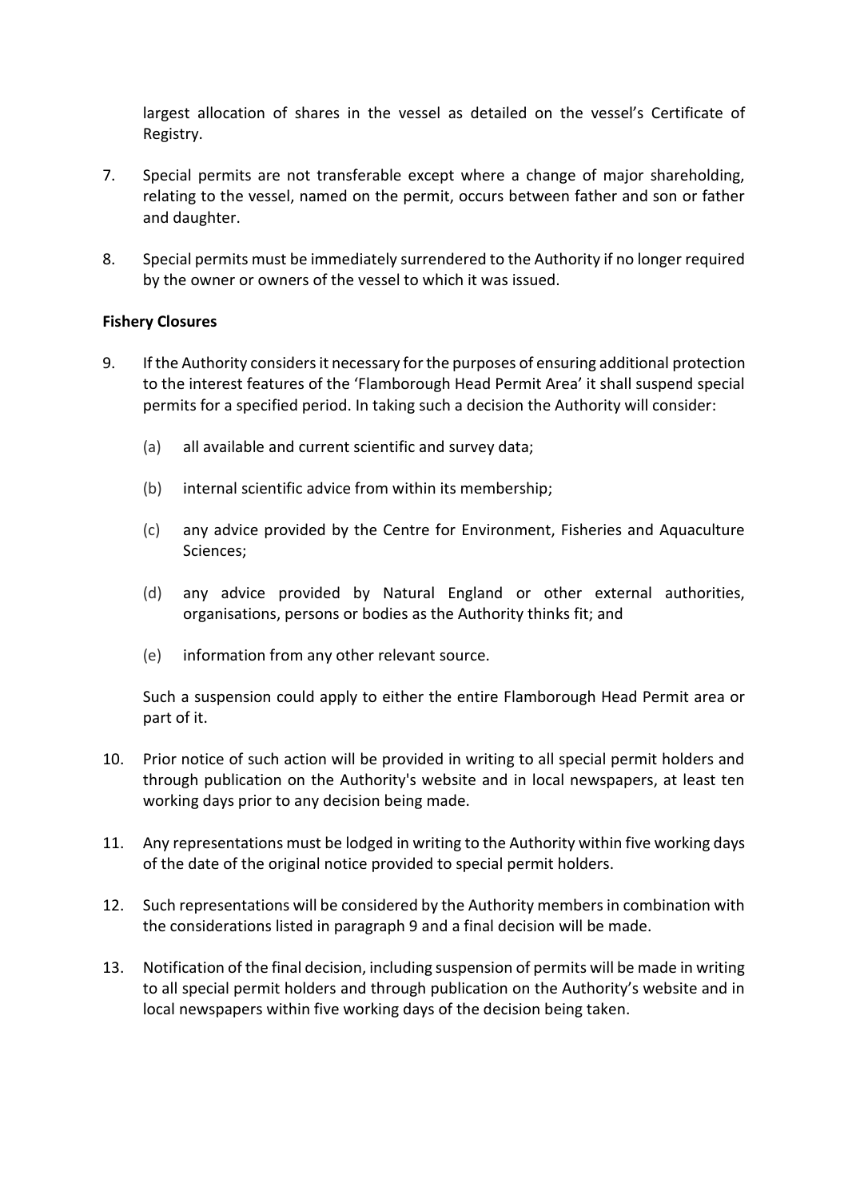largest allocation of shares in the vessel as detailed on the vessel's Certificate of Registry.

7. Special permits are not transferable except where a change of major shareholding, relating to the vessel, named on the permit, occurs between father and son or father and daughter.

8. Special permits must be immediately surrendered to the Authority if no longer required by the owner or owners of the vessel to which it was issued.

**Fishery Closures**

9. If the Authority considers it necessary for the purposes of ensuring additional protection to the interest features of the 'Flamborough Head Permit Area' it shall suspend special permits for a specified period. In taking such a decision the Authority will consider:

   (a) all available and current scientific and survey data;

   (b) internal scientific advice from within its membership;

   (c) any advice provided by the Centre for Environment, Fisheries and Aquaculture Sciences;

   (d) any advice provided by Natural England or other external authorities, organisations, persons or bodies as the Authority thinks fit; and

   (e) information from any other relevant source.

   Such a suspension could apply to either the entire Flamborough Head Permit area or part of it.

10. Prior notice of such action will be provided in writing to all special permit holders and through publication on the Authority's website and in local newspapers, at least ten working days prior to any decision being made.

11. Any representations must be lodged in writing to the Authority within five working days of the date of the original notice provided to special permit holders.

12. Such representations will be considered by the Authority members in combination with the considerations listed in paragraph 9 and a final decision will be made.

13. Notification of the final decision, including suspension of permits will be made in writing to all special permit holders and through publication on the Authority's website and in local newspapers within five working days of the decision being taken.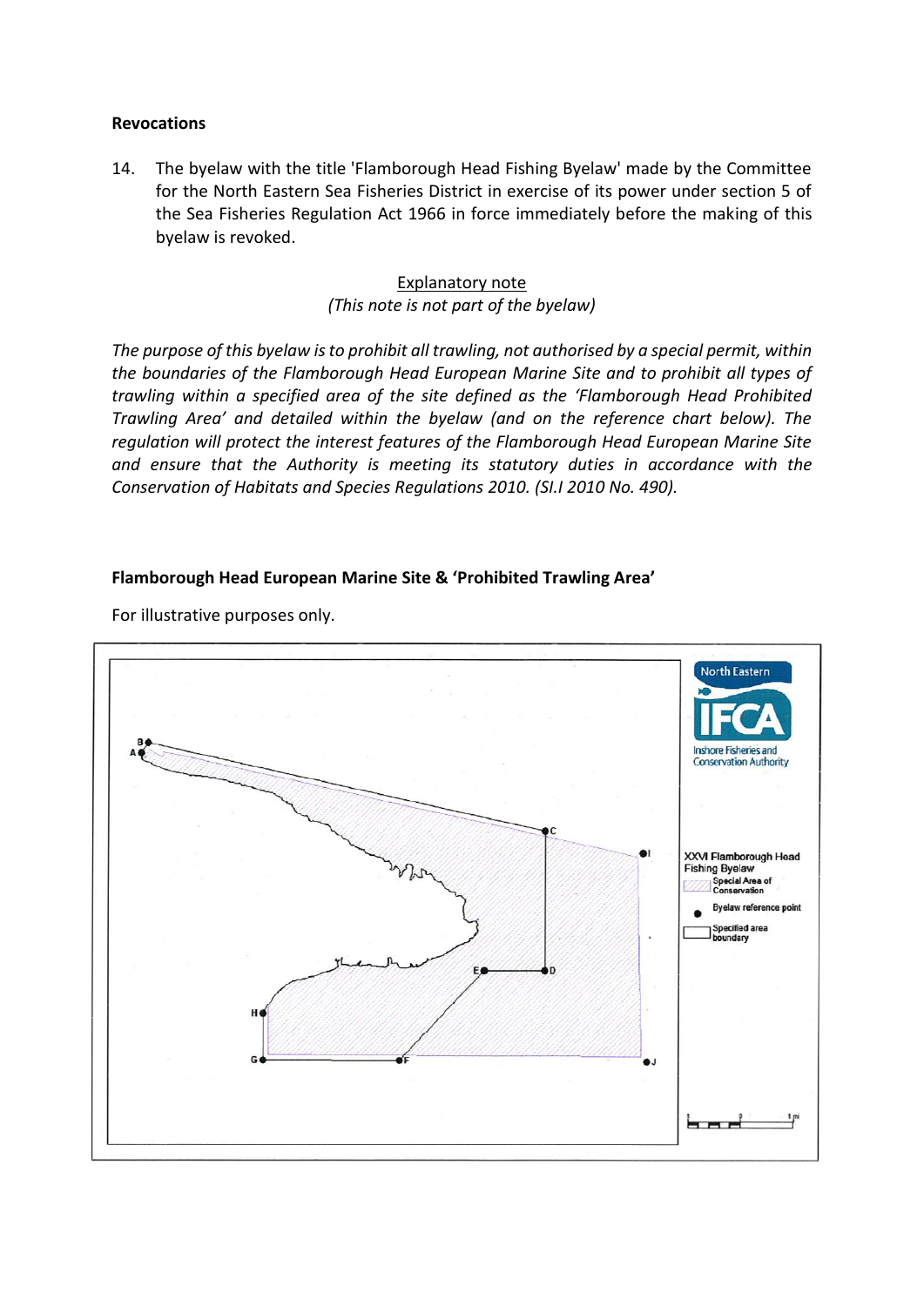**Revocations**

14. The byelaw with the title 'Flamborough Head Fishing Byelaw' made by the Committee for the North Eastern Sea Fisheries District in exercise of its power under section 5 of the Sea Fisheries Regulation Act 1966 in force immediately before the making of this byelaw is revoked.

Explanatory note

*(This note is not part of the byelaw)*

*The purpose of this byelaw is to prohibit all trawling, not authorised by a special permit, within the boundaries of the Flamborough Head European Marine Site and to prohibit all types of trawling within a specified area of the site defined as the 'Flamborough Head Prohibited Trawling Area' and detailed within the byelaw (and on the reference chart below). The regulation will protect the interest features of the Flamborough Head European Marine Site and ensure that the Authority is meeting its statutory duties in accordance with the Conservation of Habitats and Species Regulations 2010. (SI.I 2010 No. 490).*

**Flamborough Head European Marine Site & 'Prohibited Trawling Area'**

For illustrative purposes only.

North Eastern
IFCA
Inshore Fisheries and Conservation Authority

XXVI Flamborough Head Fishing Byelaw
Special Area of Conservation
Byelaw reference point
Specified area boundary

A B C D E F G H I J

1 0 1 mi